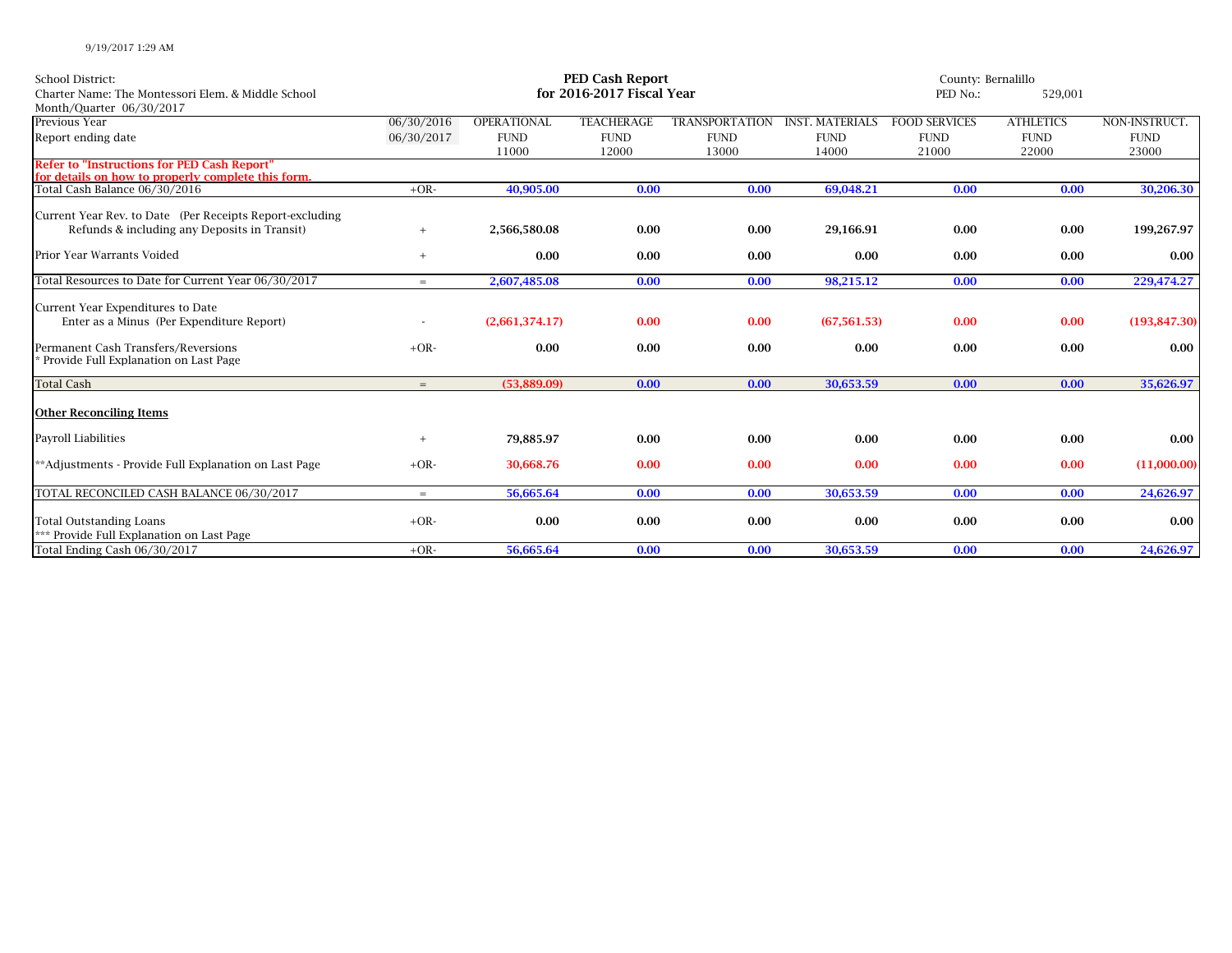9/19/2017 1:29 AM

School District:
Charter Name: The Montessori Elem. & Middle School
Month/Quarter 06/30/2017

**PED Cash Report**
**for 2016-2017 Fiscal Year**

County: Bernalillo
PED No.: 529,001

| Previous Year | 06/30/2016 | OPERATIONAL | TEACHERAGE | TRANSPORTATION | INST. MATERIALS | FOOD SERVICES | ATHLETICS | NON-INSTRUCT. |
|---|---|---|---|---|---|---|---|---|
| Report ending date | 06/30/2017 | FUND | FUND | FUND | FUND | FUND | FUND | FUND |
| | | 11000 | 12000 | 13000 | 14000 | 21000 | 22000 | 23000 |
| **Refer to "Instructions for PED Cash Report" for details on how to properly complete this form.** | | | | | | | | |
| Total Cash Balance 06/30/2016 | +OR- | **40,905.00** | **0.00** | **0.00** | **69,048.21** | **0.00** | **0.00** | **30,206.30** |
| Current Year Rev. to Date (Per Receipts Report-excluding Refunds & including any Deposits in Transit) | + | **2,566,580.08** | **0.00** | **0.00** | **29,166.91** | **0.00** | **0.00** | **199,267.97** |
| Prior Year Warrants Voided | + | **0.00** | **0.00** | **0.00** | **0.00** | **0.00** | **0.00** | **0.00** |
| Total Resources to Date for Current Year 06/30/2017 | = | **2,607,485.08** | **0.00** | **0.00** | **98,215.12** | **0.00** | **0.00** | **229,474.27** |
| Current Year Expenditures to Date Enter as a Minus (Per Expenditure Report) | - | **(2,661,374.17)** | **0.00** | **0.00** | **(67,561.53)** | **0.00** | **0.00** | **(193,847.30)** |
| Permanent Cash Transfers/Reversions * Provide Full Explanation on Last Page | +OR- | **0.00** | **0.00** | **0.00** | **0.00** | **0.00** | **0.00** | **0.00** |
| Total Cash | = | **(53,889.09)** | **0.00** | **0.00** | **30,653.59** | **0.00** | **0.00** | **35,626.97** |
| **Other Reconciling Items** | | | | | | | | |
| Payroll Liabilities | + | **79,885.97** | **0.00** | **0.00** | **0.00** | **0.00** | **0.00** | **0.00** |
| **Adjustments - Provide Full Explanation on Last Page | +OR- | **30,668.76** | **0.00** | **0.00** | **0.00** | **0.00** | **0.00** | **(11,000.00)** |
| TOTAL RECONCILED CASH BALANCE 06/30/2017 | = | **56,665.64** | **0.00** | **0.00** | **30,653.59** | **0.00** | **0.00** | **24,626.97** |
| Total Outstanding Loans *** Provide Full Explanation on Last Page | +OR- | **0.00** | **0.00** | **0.00** | **0.00** | **0.00** | **0.00** | **0.00** |
| Total Ending Cash 06/30/2017 | +OR- | **56,665.64** | **0.00** | **0.00** | **30,653.59** | **0.00** | **0.00** | **24,626.97** |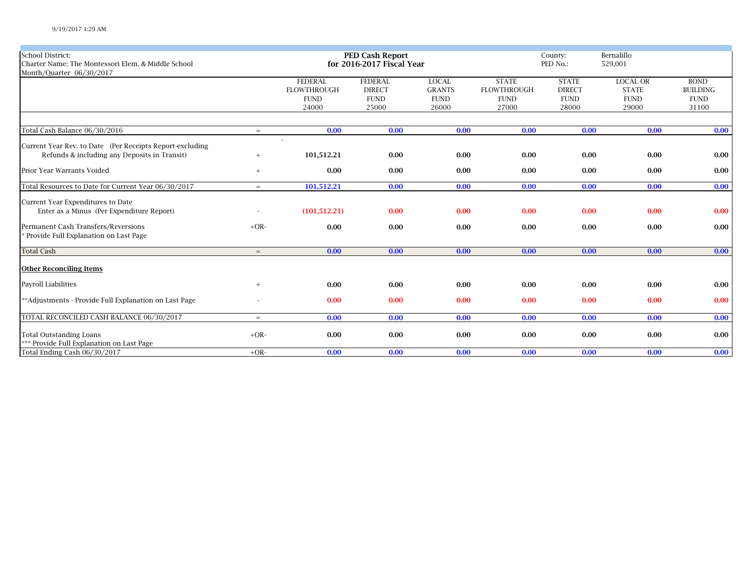9/19/2017 1:29 AM

School District:
Charter Name: The Montessori Elem. & Middle School
Month/Quarter 06/30/2017

**PED Cash Report**
**for 2016-2017 Fiscal Year**

County: Bernalillo
PED No.: 529,001

| | | FEDERAL FLOWTHROUGH FUND 24000 | FEDERAL DIRECT FUND 25000 | LOCAL GRANTS FUND 26000 | STATE FLOWTHROUGH FUND 27000 | STATE DIRECT FUND 28000 | LOCAL OR STATE FUND 29000 | BOND BUILDING FUND 31100 |
|---|---|---|---|---|---|---|---|---|
| Total Cash Balance 06/30/2016 | = | 0.00 | 0.00 | 0.00 | 0.00 | 0.00 | 0.00 | 0.00 |
| Current Year Rev. to Date (Per Receipts Report-excluding Refunds & including any Deposits in Transit) | + | 101,512.21 | 0.00 | 0.00 | 0.00 | 0.00 | 0.00 | 0.00 |
| Prior Year Warrants Voided | + | 0.00 | 0.00 | 0.00 | 0.00 | 0.00 | 0.00 | 0.00 |
| Total Resources to Date for Current Year 06/30/2017 | = | 101,512.21 | 0.00 | 0.00 | 0.00 | 0.00 | 0.00 | 0.00 |
| Current Year Expenditures to Date Enter as a Minus (Per Expenditure Report) | - | (101,512.21) | 0.00 | 0.00 | 0.00 | 0.00 | 0.00 | 0.00 |
| Permanent Cash Transfers/Reversions * Provide Full Explanation on Last Page | +OR- | 0.00 | 0.00 | 0.00 | 0.00 | 0.00 | 0.00 | 0.00 |
| Total Cash | = | 0.00 | 0.00 | 0.00 | 0.00 | 0.00 | 0.00 | 0.00 |
| **Other Reconciling Items** | | | | | | | | |
| Payroll Liabilities | + | 0.00 | 0.00 | 0.00 | 0.00 | 0.00 | 0.00 | 0.00 |
| **Adjustments - Provide Full Explanation on Last Page | - | 0.00 | 0.00 | 0.00 | 0.00 | 0.00 | 0.00 | 0.00 |
| TOTAL RECONCILED CASH BALANCE 06/30/2017 | = | 0.00 | 0.00 | 0.00 | 0.00 | 0.00 | 0.00 | 0.00 |
| Total Outstanding Loans *** Provide Full Explanation on Last Page | +OR- | 0.00 | 0.00 | 0.00 | 0.00 | 0.00 | 0.00 | 0.00 |
| Total Ending Cash 06/30/2017 | +OR- | 0.00 | 0.00 | 0.00 | 0.00 | 0.00 | 0.00 | 0.00 |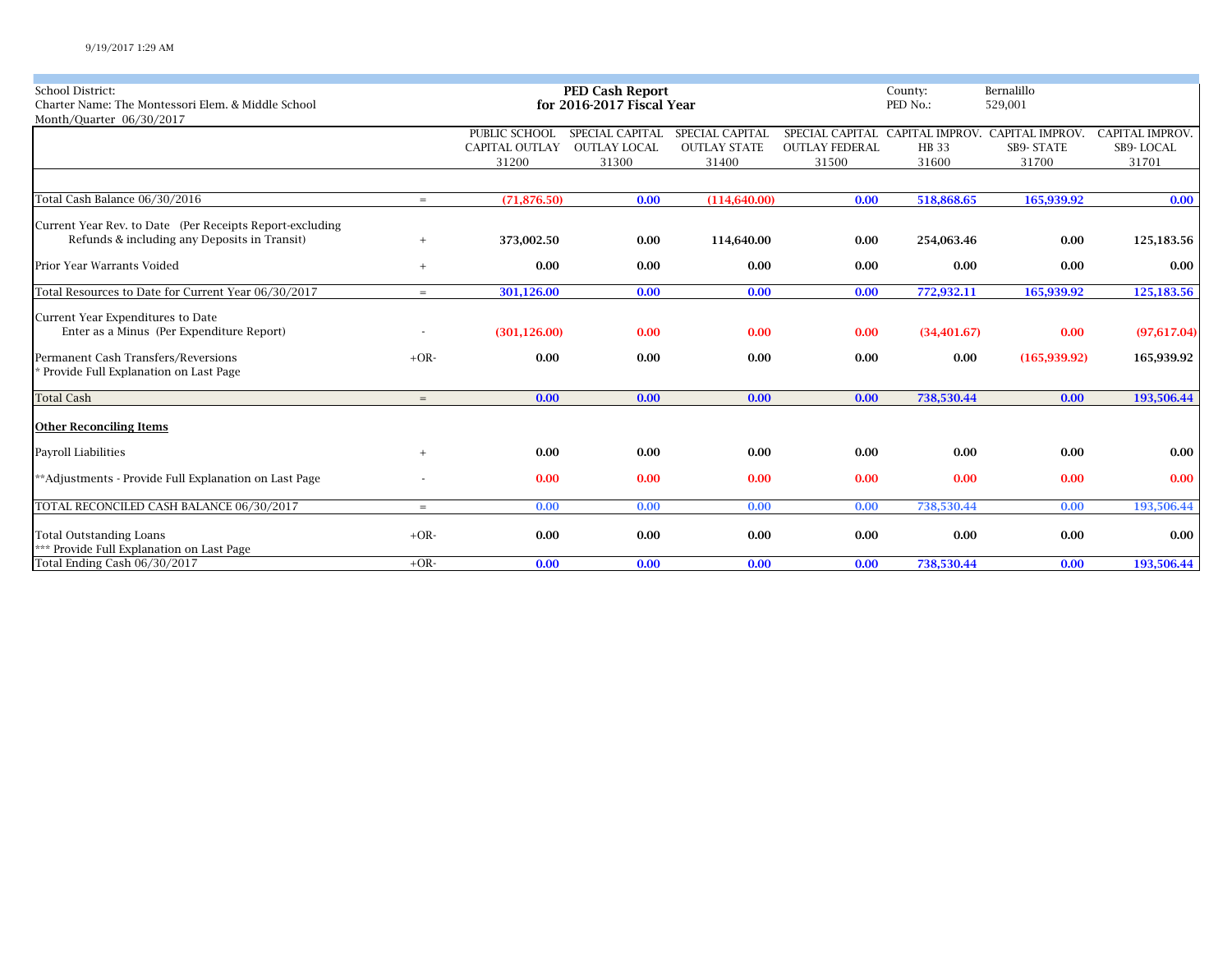School District:
Charter Name: The Montessori Elem. & Middle School
Month/Quarter 06/30/2017

**PED Cash Report**
**for 2016-2017 Fiscal Year**

County: Bernalillo
PED No.: 529,001

| | | PUBLIC SCHOOL CAPITAL OUTLAY 31200 | SPECIAL CAPITAL OUTLAY LOCAL 31300 | SPECIAL CAPITAL OUTLAY STATE 31400 | SPECIAL CAPITAL OUTLAY FEDERAL 31500 | CAPITAL IMPROV. HB 33 31600 | CAPITAL IMPROV. SB9- STATE 31700 | CAPITAL IMPROV. SB9- LOCAL 31701 |
|---|---|---|---|---|---|---|---|---|
| Total Cash Balance 06/30/2016 | = | (71,876.50) | 0.00 | (114,640.00) | 0.00 | 518,868.65 | 165,939.92 | 0.00 |
| Current Year Rev. to Date (Per Receipts Report-excluding Refunds & including any Deposits in Transit) | + | 373,002.50 | 0.00 | 114,640.00 | 0.00 | 254,063.46 | 0.00 | 125,183.56 |
| Prior Year Warrants Voided | + | 0.00 | 0.00 | 0.00 | 0.00 | 0.00 | 0.00 | 0.00 |
| Total Resources to Date for Current Year 06/30/2017 | = | 301,126.00 | 0.00 | 0.00 | 0.00 | 772,932.11 | 165,939.92 | 125,183.56 |
| Current Year Expenditures to Date Enter as a Minus (Per Expenditure Report) | - | (301,126.00) | 0.00 | 0.00 | 0.00 | (34,401.67) | 0.00 | (97,617.04) |
| Permanent Cash Transfers/Reversions * Provide Full Explanation on Last Page | +OR- | 0.00 | 0.00 | 0.00 | 0.00 | 0.00 | (165,939.92) | 165,939.92 |
| Total Cash | = | 0.00 | 0.00 | 0.00 | 0.00 | 738,530.44 | 0.00 | 193,506.44 |
| **Other Reconciling Items** | | | | | | | | |
| Payroll Liabilities | + | 0.00 | 0.00 | 0.00 | 0.00 | 0.00 | 0.00 | 0.00 |
| **Adjustments - Provide Full Explanation on Last Page | - | 0.00 | 0.00 | 0.00 | 0.00 | 0.00 | 0.00 | 0.00 |
| TOTAL RECONCILED CASH BALANCE 06/30/2017 | = | 0.00 | 0.00 | 0.00 | 0.00 | 738,530.44 | 0.00 | 193,506.44 |
| Total Outstanding Loans *** Provide Full Explanation on Last Page | +OR- | 0.00 | 0.00 | 0.00 | 0.00 | 0.00 | 0.00 | 0.00 |
| Total Ending Cash 06/30/2017 | +OR- | 0.00 | 0.00 | 0.00 | 0.00 | 738,530.44 | 0.00 | 193,506.44 |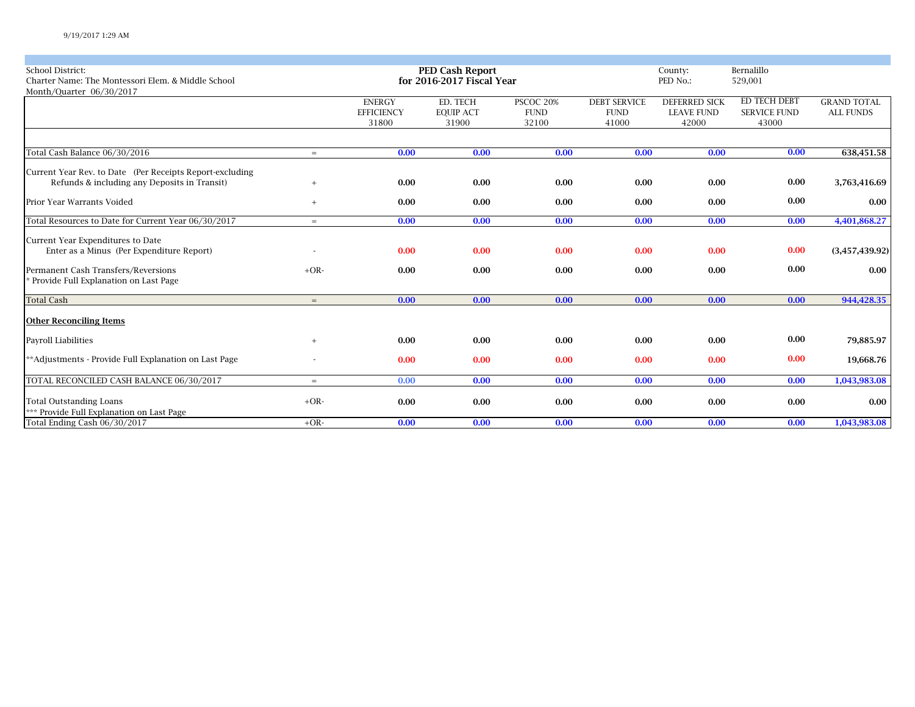School District:
Charter Name: The Montessori Elem. & Middle School
Month/Quarter 06/30/2017

**PED Cash Report**
**for 2016-2017 Fiscal Year**

County: Bernalillo
PED No.: 529,001

| | | ENERGY EFFICIENCY 31800 | ED. TECH EQUIP ACT 31900 | PSCOC 20% FUND 32100 | DEBT SERVICE FUND 41000 | DEFERRED SICK LEAVE FUND 42000 | ED TECH DEBT SERVICE FUND 43000 | GRAND TOTAL ALL FUNDS |
|---|---|---|---|---|---|---|---|---|
| Total Cash Balance 06/30/2016 | = | 0.00 | 0.00 | 0.00 | 0.00 | 0.00 | 0.00 | 638,451.58 |
| Current Year Rev. to Date (Per Receipts Report-excluding Refunds & including any Deposits in Transit) | + | 0.00 | 0.00 | 0.00 | 0.00 | 0.00 | 0.00 | 3,763,416.69 |
| Prior Year Warrants Voided | + | 0.00 | 0.00 | 0.00 | 0.00 | 0.00 | 0.00 | 0.00 |
| Total Resources to Date for Current Year 06/30/2017 | = | 0.00 | 0.00 | 0.00 | 0.00 | 0.00 | 0.00 | 4,401,868.27 |
| Current Year Expenditures to Date Enter as a Minus (Per Expenditure Report) | - | 0.00 | 0.00 | 0.00 | 0.00 | 0.00 | 0.00 | (3,457,439.92) |
| Permanent Cash Transfers/Reversions * Provide Full Explanation on Last Page | +OR- | 0.00 | 0.00 | 0.00 | 0.00 | 0.00 | 0.00 | 0.00 |
| Total Cash | = | 0.00 | 0.00 | 0.00 | 0.00 | 0.00 | 0.00 | 944,428.35 |
| **Other Reconciling Items** | | | | | | | | |
| Payroll Liabilities | + | 0.00 | 0.00 | 0.00 | 0.00 | 0.00 | 0.00 | 79,885.97 |
| **Adjustments - Provide Full Explanation on Last Page | - | 0.00 | 0.00 | 0.00 | 0.00 | 0.00 | 0.00 | 19,668.76 |
| TOTAL RECONCILED CASH BALANCE 06/30/2017 | = | 0.00 | 0.00 | 0.00 | 0.00 | 0.00 | 0.00 | 1,043,983.08 |
| Total Outstanding Loans *** Provide Full Explanation on Last Page | +OR- | 0.00 | 0.00 | 0.00 | 0.00 | 0.00 | 0.00 | 0.00 |
| Total Ending Cash 06/30/2017 | +OR- | 0.00 | 0.00 | 0.00 | 0.00 | 0.00 | 0.00 | 1,043,983.08 |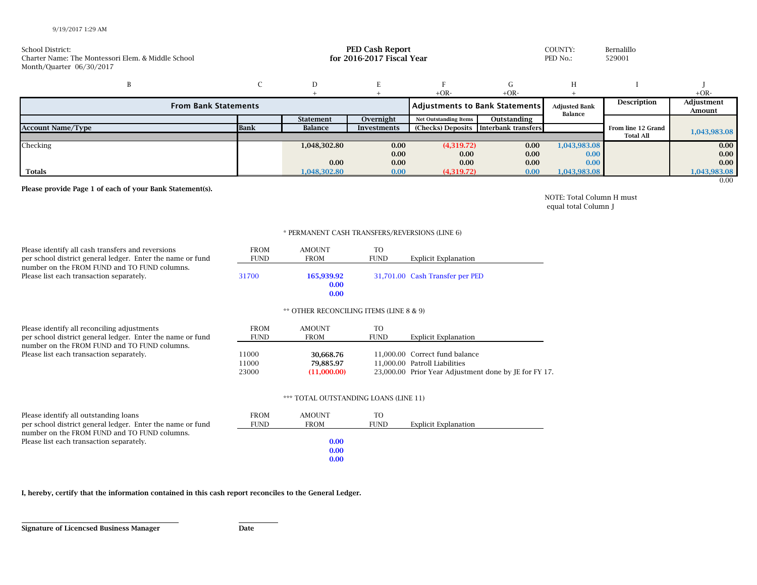9/19/2017 1:29 AM

School District:
Charter Name: The Montessori Elem. & Middle School
Month/Quarter 06/30/2017

**PED Cash Report**
**for 2016-2017 Fiscal Year**

COUNTY: Bernalillo
PED No.: 529001

| B | C | D | E | F | G | H | I | J |
|---|---|---|---|---|---|---|---|---|
| | | + | + | +OR- | +OR- | + | | +OR- |
| **From Bank Statements** | | | | **Adjustments to Bank Statements** | | **Adjusted Bank Balance** | **Description** | **Adjustment Amount** |
| | | **Statement** | **Overnight** | **Net Outstanding Items** | **Outstanding** | | | |
| **Account Name/Type** | **Bank** | **Balance** | **Investments** | **(Checks) Deposits** | **Interbank transfers** | | **From line 12 Grand Total All** | 1,043,983.08 |
| Checking | | 1,048,302.80 | 0.00 | (4,319.72) | 0.00 | 1,043,983.08 | | 0.00 |
| | | | 0.00 | 0.00 | 0.00 | 0.00 | | 0.00 |
| | | 0.00 | 0.00 | 0.00 | 0.00 | 0.00 | | 0.00 |
| **Totals** | | 1,048,302.80 | 0.00 | (4,319.72) | 0.00 | 1,043,983.08 | | 1,043,983.08 |
| | | | | | | | | 0.00 |

**Please provide Page 1 of each of your Bank Statement(s).**

NOTE: Total Column H must equal total Column J

\* PERMANENT CASH TRANSFERS/REVERSIONS (LINE 6)

Please identify all cash transfers and reversions per school district general ledger. Enter the name or fund number on the FROM FUND and TO FUND columns. Please list each transaction separately.

| FROM FUND | AMOUNT FROM | TO FUND | Explicit Explanation |
|---|---|---|---|
| 31700 | 165,939.92 | 31,701.00 | Cash Transfer per PED |
| | 0.00 | | |
| | 0.00 | | |

\*\* OTHER RECONCILING ITEMS (LINE 8 & 9)

Please identify all reconciling adjustments per school district general ledger. Enter the name or fund number on the FROM FUND and TO FUND columns. Please list each transaction separately.

| FROM FUND | AMOUNT FROM | TO FUND | Explicit Explanation |
|---|---|---|---|
| 11000 | 30,668.76 | 11,000.00 | Correct fund balance |
| 11000 | 79,885.97 | 11,000.00 | Patroll Liabilities |
| 23000 | (11,000.00) | 23,000.00 | Prior Year Adjustment done by JE for FY 17. |

\*\*\* TOTAL OUTSTANDING LOANS (LINE 11)

Please identify all outstanding loans per school district general ledger. Enter the name or fund number on the FROM FUND and TO FUND columns. Please list each transaction separately.

| FROM FUND | AMOUNT FROM | TO FUND | Explicit Explanation |
|---|---|---|---|
| | 0.00 | | |
| | 0.00 | | |
| | 0.00 | | |

**I, hereby, certify that the information contained in this cash report reconciles to the General Ledger.**

**Signature of Licencsed Business Manager** **Date**